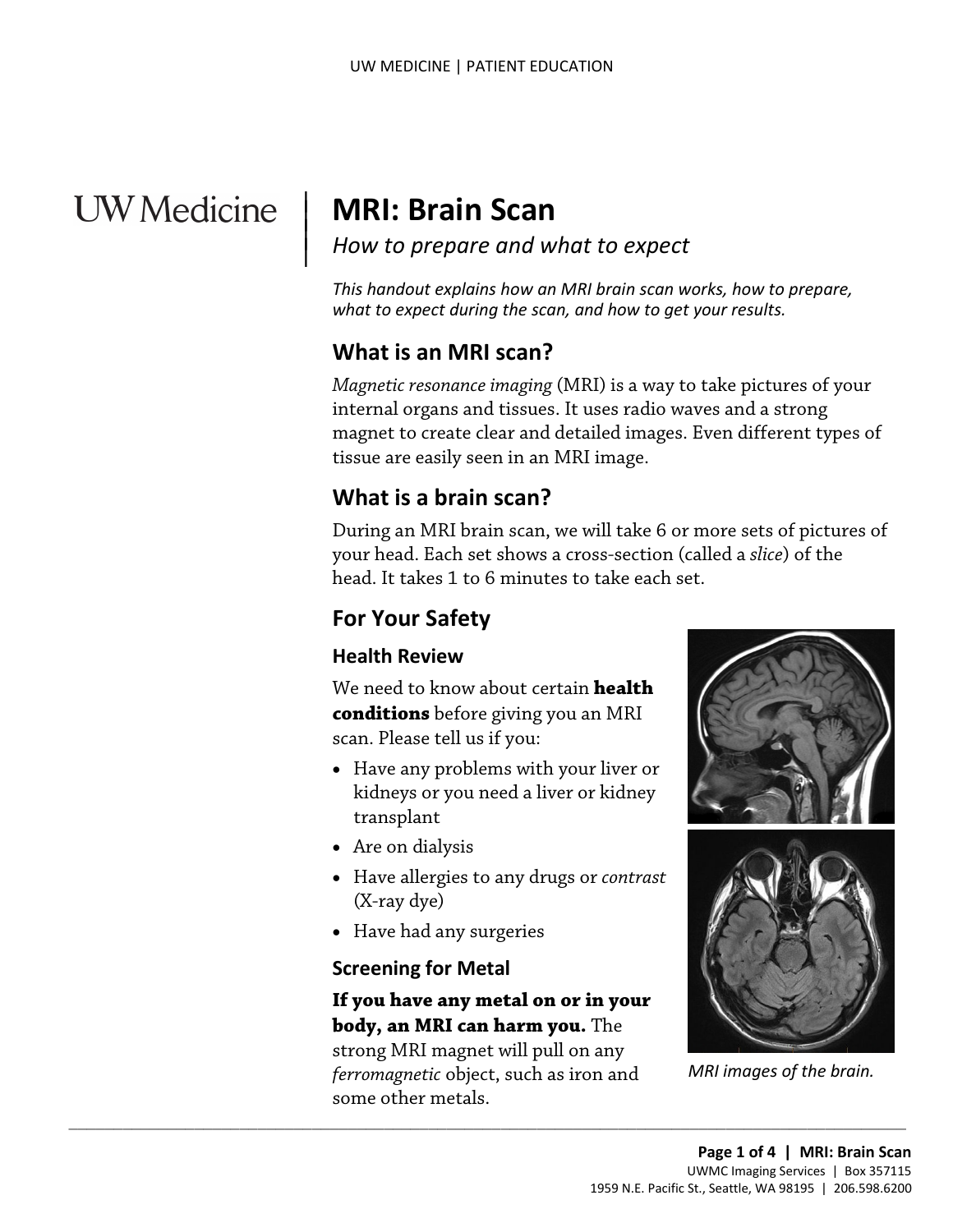# MRI: Brain Scan

*How to prepare and what to expect*

*This handout explains how an MRI brain scan works, how to prepare, what to expect during the scan, and how to get your results.*

## What is an MRI scan?

*Magnetic resonance imaging* (MRI) is a way to take pictures of your internal organs and tissues. It uses radio waves and a strong magnet to create clear and detailed images. Even different types of tissue are easily seen in an MRI image.

## What is a brain scan?

During an MRI brain scan, we will take 6 or more sets of pictures of your head. Each set shows a cross-section (called a *slice*) of the head. It takes 1 to 6 minutes to take each set.

## For Your Safety

### Health Review

We need to know about certain **health conditions** before giving you an MRI scan. Please tell us if you:

- Have any problems with your liver or kidneys or you need a liver or kidney transplant
- Are on dialysis
- Have allergies to any drugs or *contrast* (X-ray dye)
- Have had any surgeries

### Screening for Metal

**If you have any metal on or in your body, an MRI can harm you.** The strong MRI magnet will pull on any *ferromagnetic* object, such as iron and some other metals.

*MRI images of the brain.*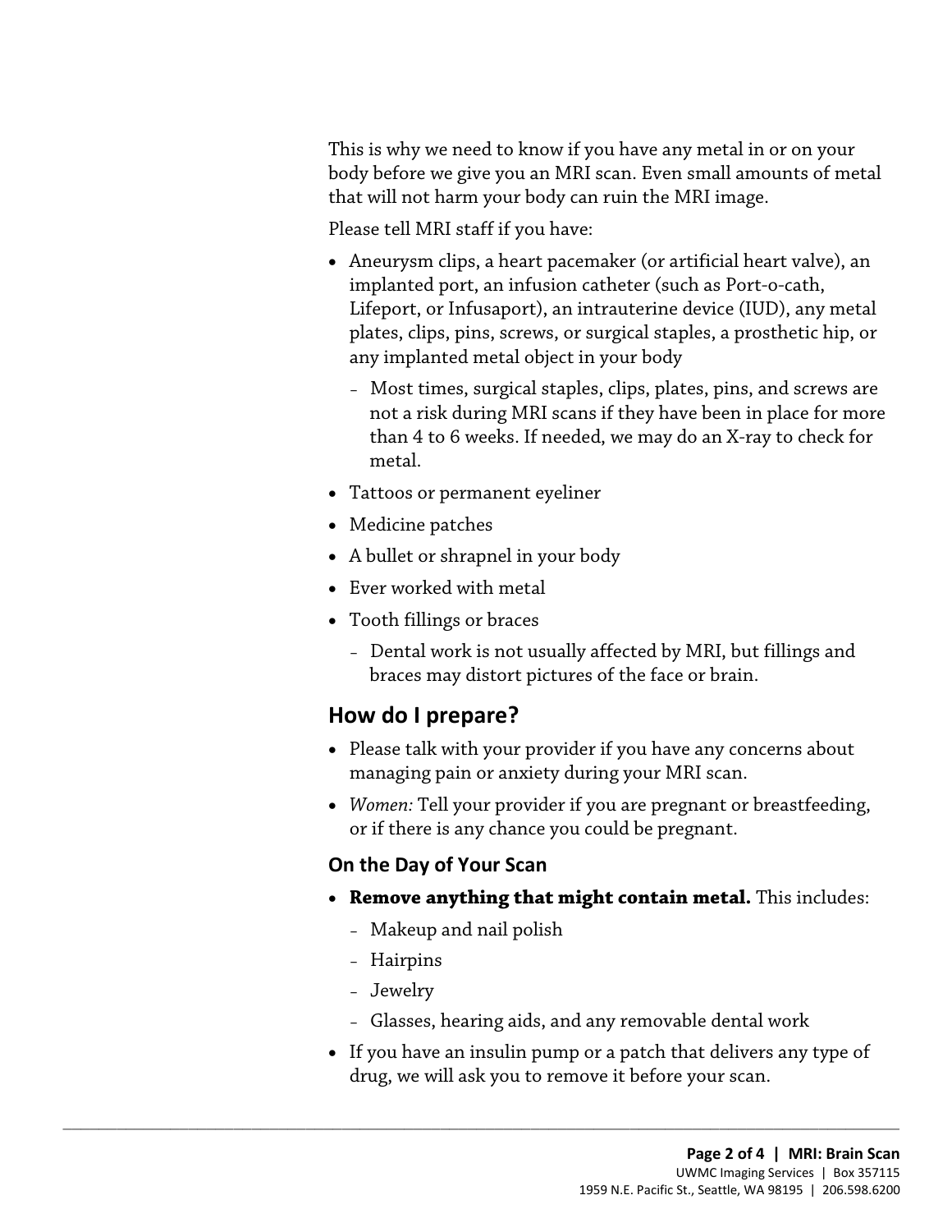This is why we need to know if you have any metal in or on your body before we give you an MRI scan. Even small amounts of metal that will not harm your body can ruin the MRI image.

Please tell MRI staff if you have:

- Aneurysm clips, a heart pacemaker (or artificial heart valve), an implanted port, an infusion catheter (such as Port-o-cath, Lifeport, or Infusaport), an intrauterine device (IUD), any metal plates, clips, pins, screws, or surgical staples, a prosthetic hip, or any implanted metal object in your body
  - Most times, surgical staples, clips, plates, pins, and screws are not a risk during MRI scans if they have been in place for more than 4 to 6 weeks. If needed, we may do an X-ray to check for metal.
- Tattoos or permanent eyeliner
- Medicine patches
- A bullet or shrapnel in your body
- Ever worked with metal
- Tooth fillings or braces
  - Dental work is not usually affected by MRI, but fillings and braces may distort pictures of the face or brain.

## How do I prepare?

- Please talk with your provider if you have any concerns about managing pain or anxiety during your MRI scan.
- *Women:* Tell your provider if you are pregnant or breastfeeding, or if there is any chance you could be pregnant.

### On the Day of Your Scan

- **Remove anything that might contain metal.** This includes:
  - Makeup and nail polish
  - Hairpins
  - Jewelry
  - Glasses, hearing aids, and any removable dental work
- If you have an insulin pump or a patch that delivers any type of drug, we will ask you to remove it before your scan.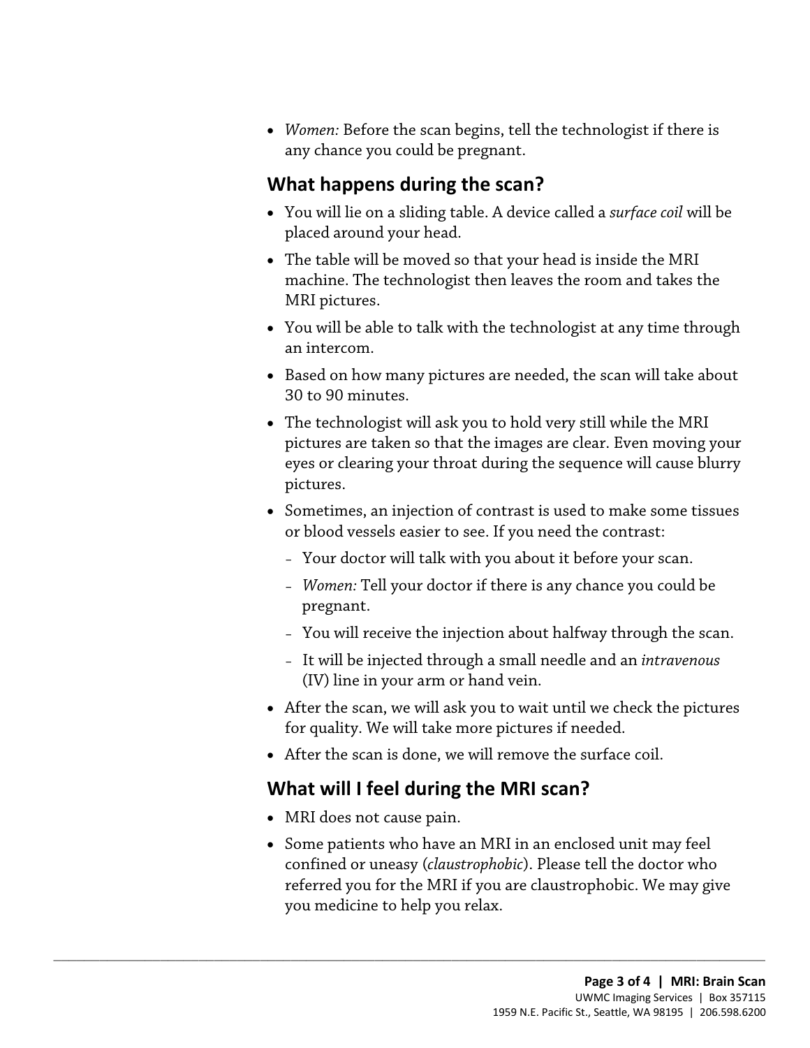- *Women:* Before the scan begins, tell the technologist if there is any chance you could be pregnant.

## What happens during the scan?

- You will lie on a sliding table. A device called a *surface coil* will be placed around your head.
- The table will be moved so that your head is inside the MRI machine. The technologist then leaves the room and takes the MRI pictures.
- You will be able to talk with the technologist at any time through an intercom.
- Based on how many pictures are needed, the scan will take about 30 to 90 minutes.
- The technologist will ask you to hold very still while the MRI pictures are taken so that the images are clear. Even moving your eyes or clearing your throat during the sequence will cause blurry pictures.
- Sometimes, an injection of contrast is used to make some tissues or blood vessels easier to see. If you need the contrast:
  - Your doctor will talk with you about it before your scan.
  - *Women:* Tell your doctor if there is any chance you could be pregnant.
  - You will receive the injection about halfway through the scan.
  - It will be injected through a small needle and an *intravenous* (IV) line in your arm or hand vein.
- After the scan, we will ask you to wait until we check the pictures for quality. We will take more pictures if needed.
- After the scan is done, we will remove the surface coil.

## What will I feel during the MRI scan?

- MRI does not cause pain.
- Some patients who have an MRI in an enclosed unit may feel confined or uneasy (*claustrophobic*). Please tell the doctor who referred you for the MRI if you are claustrophobic. We may give you medicine to help you relax.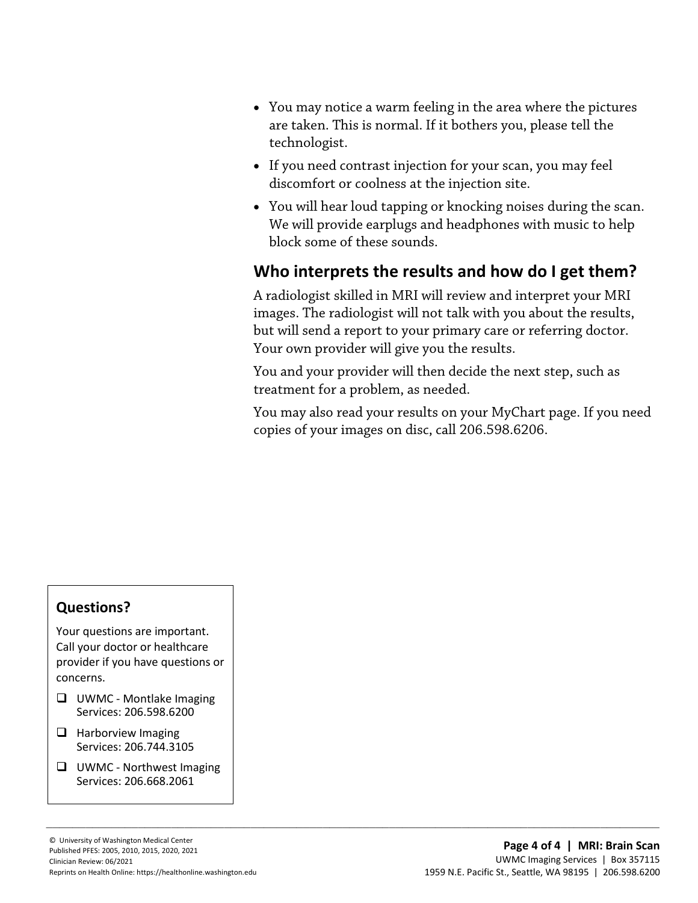- You may notice a warm feeling in the area where the pictures are taken. This is normal. If it bothers you, please tell the technologist.
- If you need contrast injection for your scan, you may feel discomfort or coolness at the injection site.
- You will hear loud tapping or knocking noises during the scan. We will provide earplugs and headphones with music to help block some of these sounds.

## Who interprets the results and how do I get them?

A radiologist skilled in MRI will review and interpret your MRI images. The radiologist will not talk with you about the results, but will send a report to your primary care or referring doctor. Your own provider will give you the results.

You and your provider will then decide the next step, such as treatment for a problem, as needed.

You may also read your results on your MyChart page. If you need copies of your images on disc, call 206.598.6206.

### Questions?

Your questions are important. Call your doctor or healthcare provider if you have questions or concerns.

- ❑ UWMC - Montlake Imaging Services: 206.598.6200
- ❑ Harborview Imaging Services: 206.744.3105
- ❑ UWMC - Northwest Imaging Services: 206.668.2061

© University of Washington Medical Center
Published PFES: 2005, 2010, 2015, 2020, 2021
Clinician Review: 06/2021
Reprints on Health Online: https://healthonline.washington.edu

UWMC Imaging Services | Box 357115
1959 N.E. Pacific St., Seattle, WA 98195 | 206.598.6200